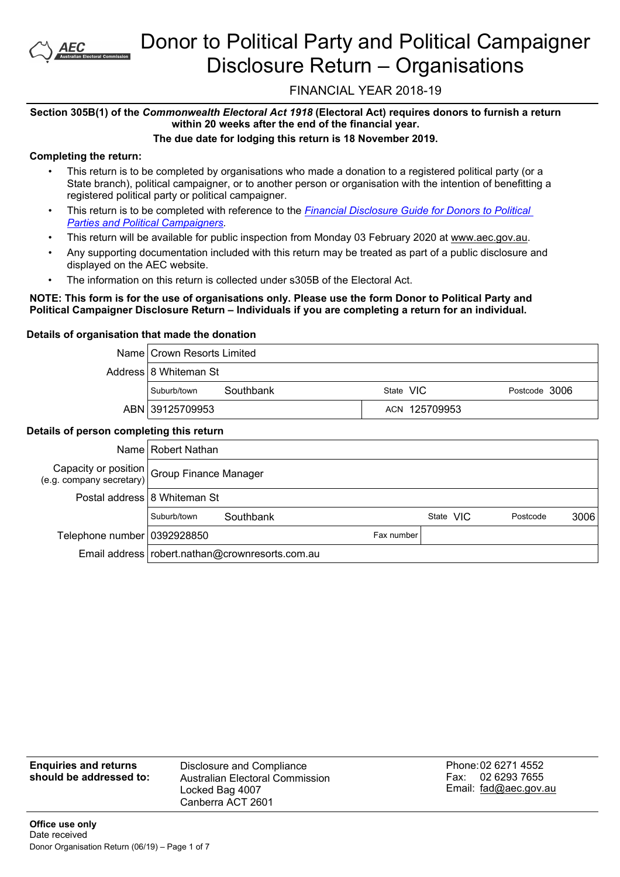# Donor to Political Party and Political Campaigner Disclosure Return – Organisations

FINANCIAL YEAR 2018-19

**Section 305B(1) of the *Commonwealth Electoral Act 1918* (Electoral Act) requires donors to furnish a return within 20 weeks after the end of the financial year.**

**The due date for lodging this return is 18 November 2019.**

**Completing the return:**

- This return is to be completed by organisations who made a donation to a registered political party (or a State branch), political campaigner, or to another person or organisation with the intention of benefitting a registered political party or political campaigner.
- This return is to be completed with reference to the *Financial Disclosure Guide for Donors to Political Parties and Political Campaigners*.
- This return will be available for public inspection from Monday 03 February 2020 at www.aec.gov.au.
- Any supporting documentation included with this return may be treated as part of a public disclosure and displayed on the AEC website.
- The information on this return is collected under s305B of the Electoral Act.

**NOTE: This form is for the use of organisations only. Please use the form Donor to Political Party and Political Campaigner Disclosure Return – Individuals if you are completing a return for an individual.**

**Details of organisation that made the donation**

| | | | |
|---|---|---|---|
| Name | Crown Resorts Limited | | |
| Address | 8 Whiteman St | | |
| | Suburb/town Southbank | State VIC | Postcode 3006 |
| ABN | 39125709953 | ACN 125709953 | |

**Details of person completing this return**

| | | | |
|---|---|---|---|
| Name | Robert Nathan | | |
| Capacity or position (e.g. company secretary) | Group Finance Manager | | |
| Postal address | 8 Whiteman St | | |
| | Suburb/town Southbank | State VIC | Postcode 3006 |
| Telephone number | 0392928850 | Fax number | |
| Email address | robert.nathan@crownresorts.com.au | | |

**Enquiries and returns should be addressed to:**

Disclosure and Compliance
Australian Electoral Commission
Locked Bag 4007
Canberra ACT 2601

Phone: 02 6271 4552
Fax: 02 6293 7655
Email: fad@aec.gov.au

**Office use only**
Date received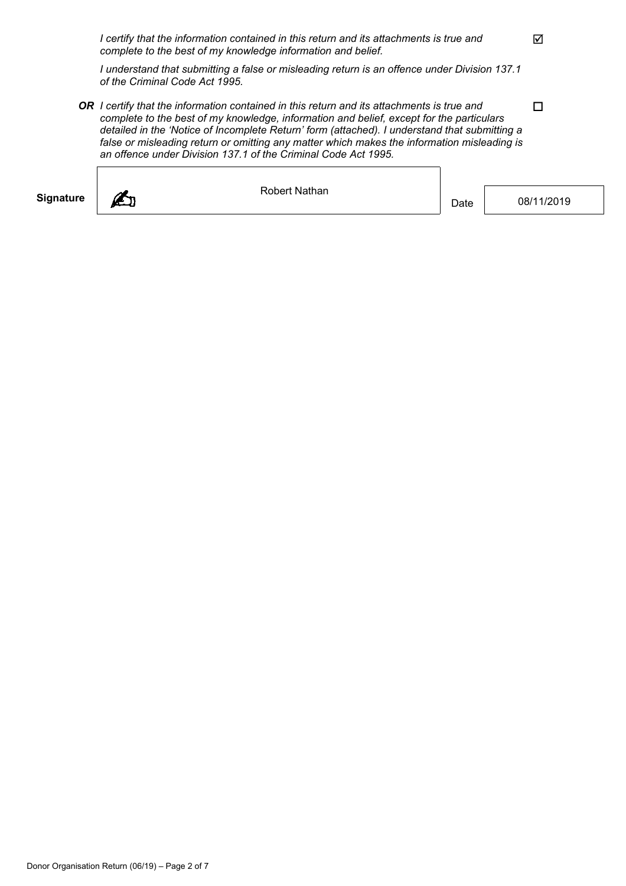*I certify that the information contained in this return and its attachments is true and complete to the best of my knowledge information and belief.* ☑

*I understand that submitting a false or misleading return is an offence under Division 137.1 of the Criminal Code Act 1995.*

***OR*** *I certify that the information contained in this return and its attachments is true and complete to the best of my knowledge, information and belief, except for the particulars detailed in the 'Notice of Incomplete Return' form (attached). I understand that submitting a false or misleading return or omitting any matter which makes the information misleading is an offence under Division 137.1 of the Criminal Code Act 1995.* ☐

| **Signature** | Robert Nathan | Date | 08/11/2019 |
|---|---|---|---|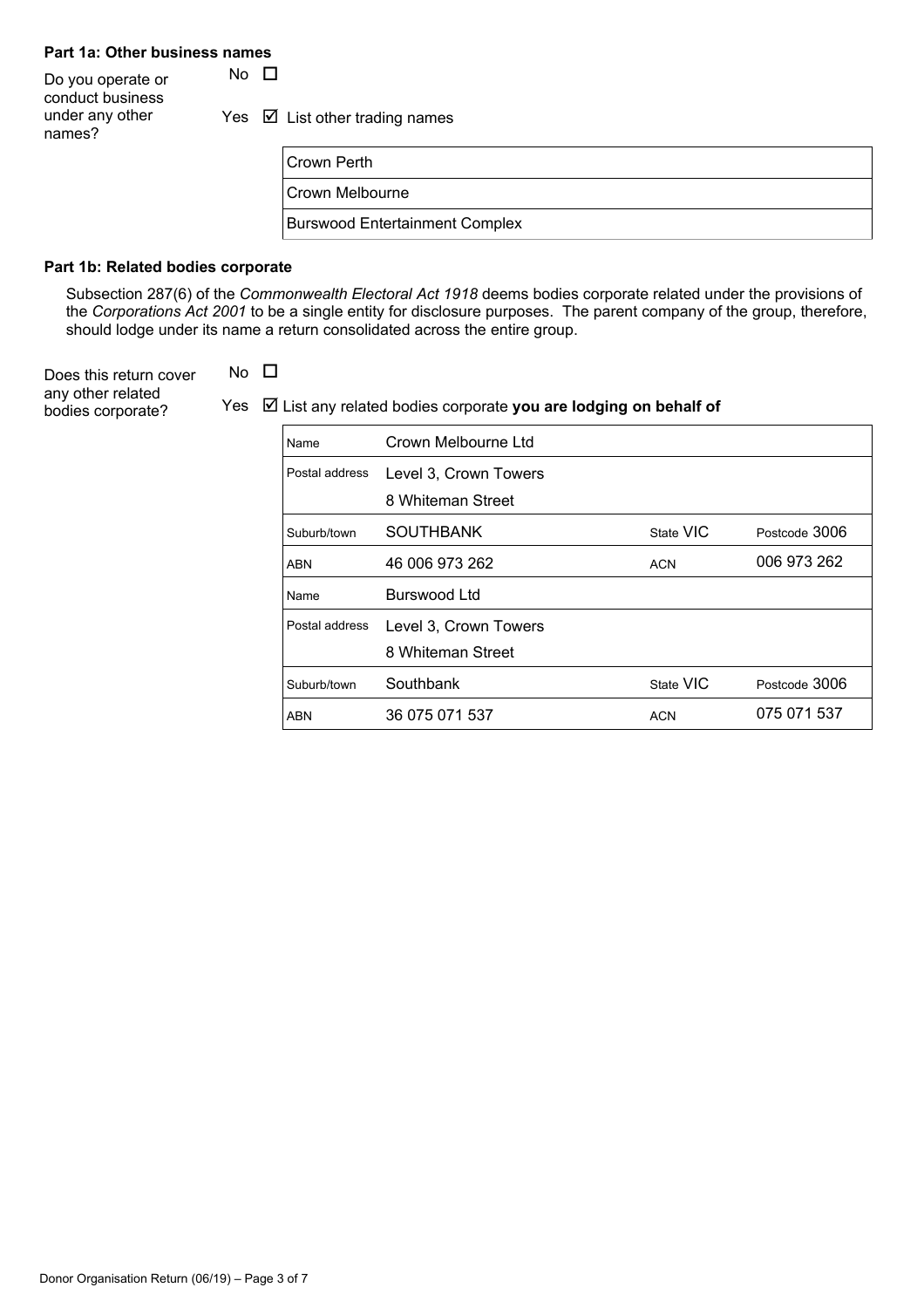### Part 1a: Other business names

Do you operate or conduct business under any other names?

No ☐

Yes ☑ List other trading names

| Crown Perth |
|---|
| Crown Melbourne |
| Burswood Entertainment Complex |

### Part 1b: Related bodies corporate

Subsection 287(6) of the *Commonwealth Electoral Act 1918* deems bodies corporate related under the provisions of the *Corporations Act 2001* to be a single entity for disclosure purposes. The parent company of the group, therefore, should lodge under its name a return consolidated across the entire group.

Does this return cover any other related bodies corporate?

No ☐

Yes ☑ List any related bodies corporate **you are lodging on behalf of**

| | | | |
|---|---|---|---|
| Name | Crown Melbourne Ltd | | |
| Postal address | Level 3, Crown Towers<br>8 Whiteman Street | | |
| Suburb/town | SOUTHBANK | State VIC | Postcode 3006 |
| ABN | 46 006 973 262 | ACN | 006 973 262 |
| Name | Burswood Ltd | | |
| Postal address | Level 3, Crown Towers<br>8 Whiteman Street | | |
| Suburb/town | Southbank | State VIC | Postcode 3006 |
| ABN | 36 075 071 537 | ACN | 075 071 537 |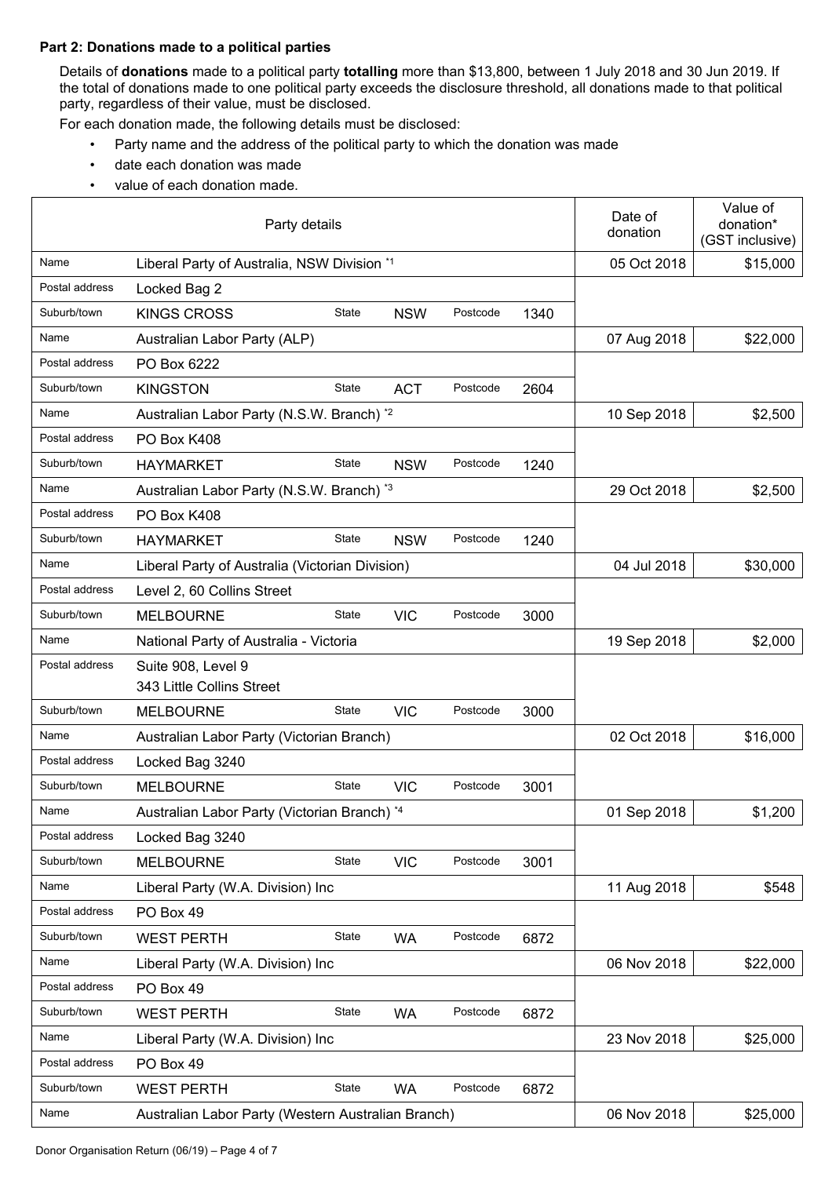**Part 2: Donations made to a political parties**

Details of **donations** made to a political party **totalling** more than $13,800, between 1 July 2018 and 30 Jun 2019. If the total of donations made to one political party exceeds the disclosure threshold, all donations made to that political party, regardless of their value, must be disclosed.

For each donation made, the following details must be disclosed:

- Party name and the address of the political party to which the donation was made
- date each donation was made
- value of each donation made.

| Party details | | | | | | | Date of donation | Value of donation* (GST inclusive) |
|---|---|---|---|---|---|---|---|---|
| Name | Liberal Party of Australia, NSW Division *1 | | | | | | 05 Oct 2018 | $15,000 |
| Postal address | Locked Bag 2 | | | | | | | |
| Suburb/town | KINGS CROSS | State | NSW | Postcode | 1340 | | | |
| Name | Australian Labor Party (ALP) | | | | | | 07 Aug 2018 | $22,000 |
| Postal address | PO Box 6222 | | | | | | | |
| Suburb/town | KINGSTON | State | ACT | Postcode | 2604 | | | |
| Name | Australian Labor Party (N.S.W. Branch) *2 | | | | | | 10 Sep 2018 | $2,500 |
| Postal address | PO Box K408 | | | | | | | |
| Suburb/town | HAYMARKET | State | NSW | Postcode | 1240 | | | |
| Name | Australian Labor Party (N.S.W. Branch) *3 | | | | | | 29 Oct 2018 | $2,500 |
| Postal address | PO Box K408 | | | | | | | |
| Suburb/town | HAYMARKET | State | NSW | Postcode | 1240 | | | |
| Name | Liberal Party of Australia (Victorian Division) | | | | | | 04 Jul 2018 | $30,000 |
| Postal address | Level 2, 60 Collins Street | | | | | | | |
| Suburb/town | MELBOURNE | State | VIC | Postcode | 3000 | | | |
| Name | National Party of Australia - Victoria | | | | | | 19 Sep 2018 | $2,000 |
| Postal address | Suite 908, Level 9<br>343 Little Collins Street | | | | | | | |
| Suburb/town | MELBOURNE | State | VIC | Postcode | 3000 | | | |
| Name | Australian Labor Party (Victorian Branch) | | | | | | 02 Oct 2018 | $16,000 |
| Postal address | Locked Bag 3240 | | | | | | | |
| Suburb/town | MELBOURNE | State | VIC | Postcode | 3001 | | | |
| Name | Australian Labor Party (Victorian Branch) *4 | | | | | | 01 Sep 2018 | $1,200 |
| Postal address | Locked Bag 3240 | | | | | | | |
| Suburb/town | MELBOURNE | State | VIC | Postcode | 3001 | | | |
| Name | Liberal Party (W.A. Division) Inc | | | | | | 11 Aug 2018 | $548 |
| Postal address | PO Box 49 | | | | | | | |
| Suburb/town | WEST PERTH | State | WA | Postcode | 6872 | | | |
| Name | Liberal Party (W.A. Division) Inc | | | | | | 06 Nov 2018 | $22,000 |
| Postal address | PO Box 49 | | | | | | | |
| Suburb/town | WEST PERTH | State | WA | Postcode | 6872 | | | |
| Name | Liberal Party (W.A. Division) Inc | | | | | | 23 Nov 2018 | $25,000 |
| Postal address | PO Box 49 | | | | | | | |
| Suburb/town | WEST PERTH | State | WA | Postcode | 6872 | | | |
| Name | Australian Labor Party (Western Australian Branch) | | | | | | 06 Nov 2018 | $25,000 |

Donor Organisation Return (06/19)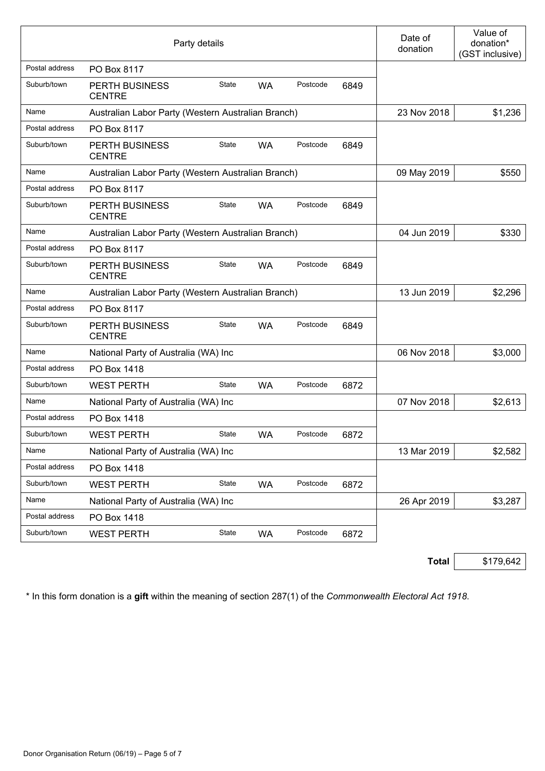| Party details | | | | | | Date of donation | Value of donation* (GST inclusive) |
|---|---|---|---|---|---|---|---|
| Postal address | PO Box 8117 | | | | | | |
| Suburb/town | PERTH BUSINESS CENTRE | State | WA | Postcode | 6849 | | |
| Name | Australian Labor Party (Western Australian Branch) | | | | | 23 Nov 2018 | $1,236 |
| Postal address | PO Box 8117 | | | | | | |
| Suburb/town | PERTH BUSINESS CENTRE | State | WA | Postcode | 6849 | | |
| Name | Australian Labor Party (Western Australian Branch) | | | | | 09 May 2019 | $550 |
| Postal address | PO Box 8117 | | | | | | |
| Suburb/town | PERTH BUSINESS CENTRE | State | WA | Postcode | 6849 | | |
| Name | Australian Labor Party (Western Australian Branch) | | | | | 04 Jun 2019 | $330 |
| Postal address | PO Box 8117 | | | | | | |
| Suburb/town | PERTH BUSINESS CENTRE | State | WA | Postcode | 6849 | | |
| Name | Australian Labor Party (Western Australian Branch) | | | | | 13 Jun 2019 | $2,296 |
| Postal address | PO Box 8117 | | | | | | |
| Suburb/town | PERTH BUSINESS CENTRE | State | WA | Postcode | 6849 | | |
| Name | National Party of Australia (WA) Inc | | | | | 06 Nov 2018 | $3,000 |
| Postal address | PO Box 1418 | | | | | | |
| Suburb/town | WEST PERTH | State | WA | Postcode | 6872 | | |
| Name | National Party of Australia (WA) Inc | | | | | 07 Nov 2018 | $2,613 |
| Postal address | PO Box 1418 | | | | | | |
| Suburb/town | WEST PERTH | State | WA | Postcode | 6872 | | |
| Name | National Party of Australia (WA) Inc | | | | | 13 Mar 2019 | $2,582 |
| Postal address | PO Box 1418 | | | | | | |
| Suburb/town | WEST PERTH | State | WA | Postcode | 6872 | | |
| Name | National Party of Australia (WA) Inc | | | | | 26 Apr 2019 | $3,287 |
| Postal address | PO Box 1418 | | | | | | |
| Suburb/town | WEST PERTH | State | WA | Postcode | 6872 | | |

**Total** $179,642

* In this form donation is a **gift** within the meaning of section 287(1) of the *Commonwealth Electoral Act 1918*.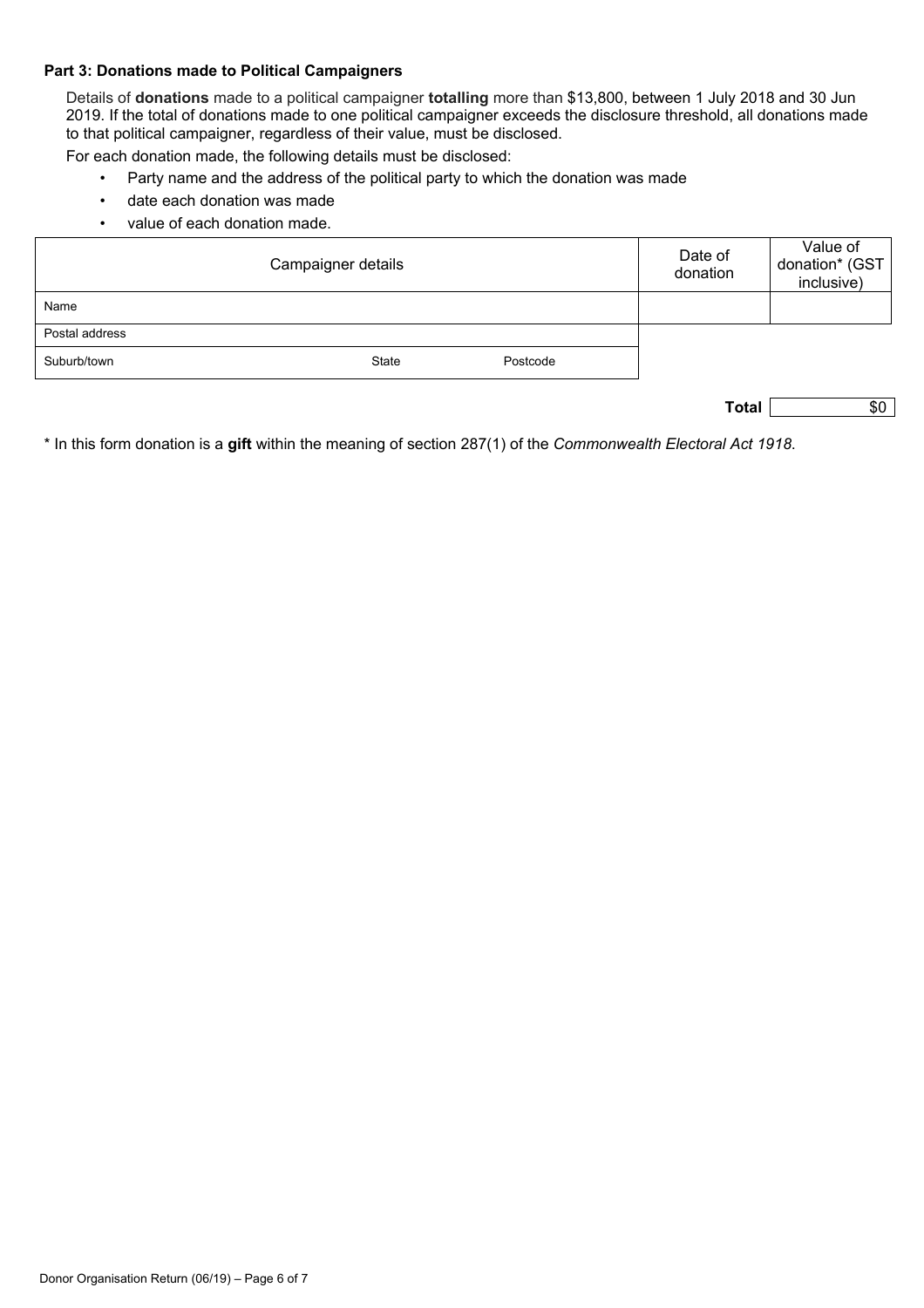**Part 3: Donations made to Political Campaigners**

Details of **donations** made to a political campaigner **totalling** more than $13,800, between 1 July 2018 and 30 Jun 2019. If the total of donations made to one political campaigner exceeds the disclosure threshold, all donations made to that political campaigner, regardless of their value, must be disclosed.

For each donation made, the following details must be disclosed:

- Party name and the address of the political party to which the donation was made
- date each donation was made
- value of each donation made.

| Campaigner details | | | Date of donation | Value of donation* (GST inclusive) |
|---|---|---|---|---|
| Name | | | | |
| Postal address | | | | |
| Suburb/town | State | Postcode | | |

**Total** $0

\* In this form donation is a **gift** within the meaning of section 287(1) of the *Commonwealth Electoral Act 1918.*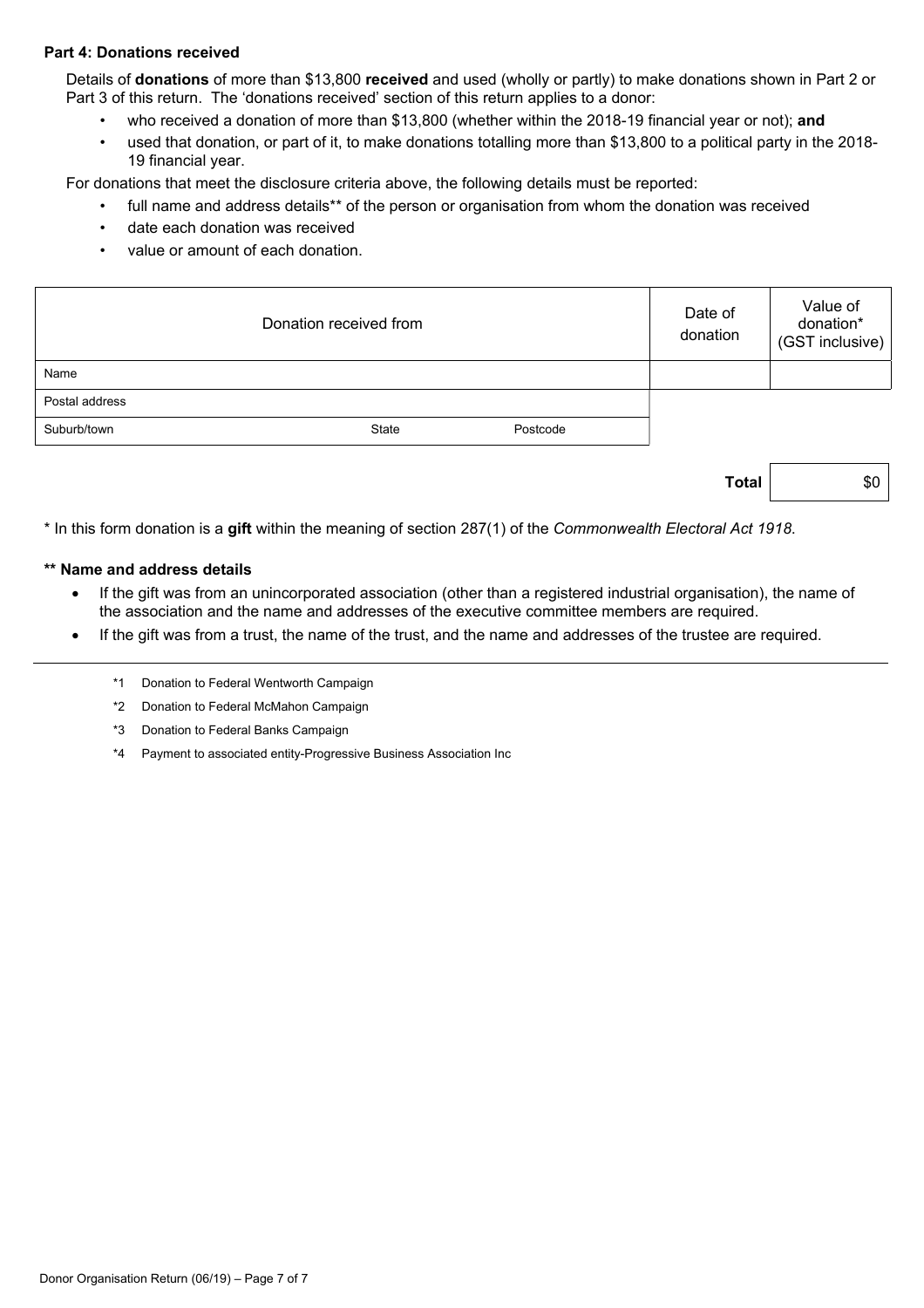**Part 4: Donations received**

Details of **donations** of more than $13,800 **received** and used (wholly or partly) to make donations shown in Part 2 or Part 3 of this return. The 'donations received' section of this return applies to a donor:

- who received a donation of more than $13,800 (whether within the 2018-19 financial year or not); **and**
- used that donation, or part of it, to make donations totalling more than $13,800 to a political party in the 2018-19 financial year.

For donations that meet the disclosure criteria above, the following details must be reported:

- full name and address details** of the person or organisation from whom the donation was received
- date each donation was received
- value or amount of each donation.

| Donation received from | | | Date of donation | Value of donation* (GST inclusive) |
|---|---|---|---|---|
| Name | | | | |
| Postal address | | | | |
| Suburb/town | State | Postcode | | |
| | | | **Total** | $0 |

\* In this form donation is a **gift** within the meaning of section 287(1) of the *Commonwealth Electoral Act 1918*.

**** Name and address details**

- If the gift was from an unincorporated association (other than a registered industrial organisation), the name of the association and the name and addresses of the executive committee members are required.
- If the gift was from a trust, the name of the trust, and the name and addresses of the trustee are required.

---

*1 Donation to Federal Wentworth Campaign

*2 Donation to Federal McMahon Campaign

*3 Donation to Federal Banks Campaign

*4 Payment to associated entity-Progressive Business Association Inc